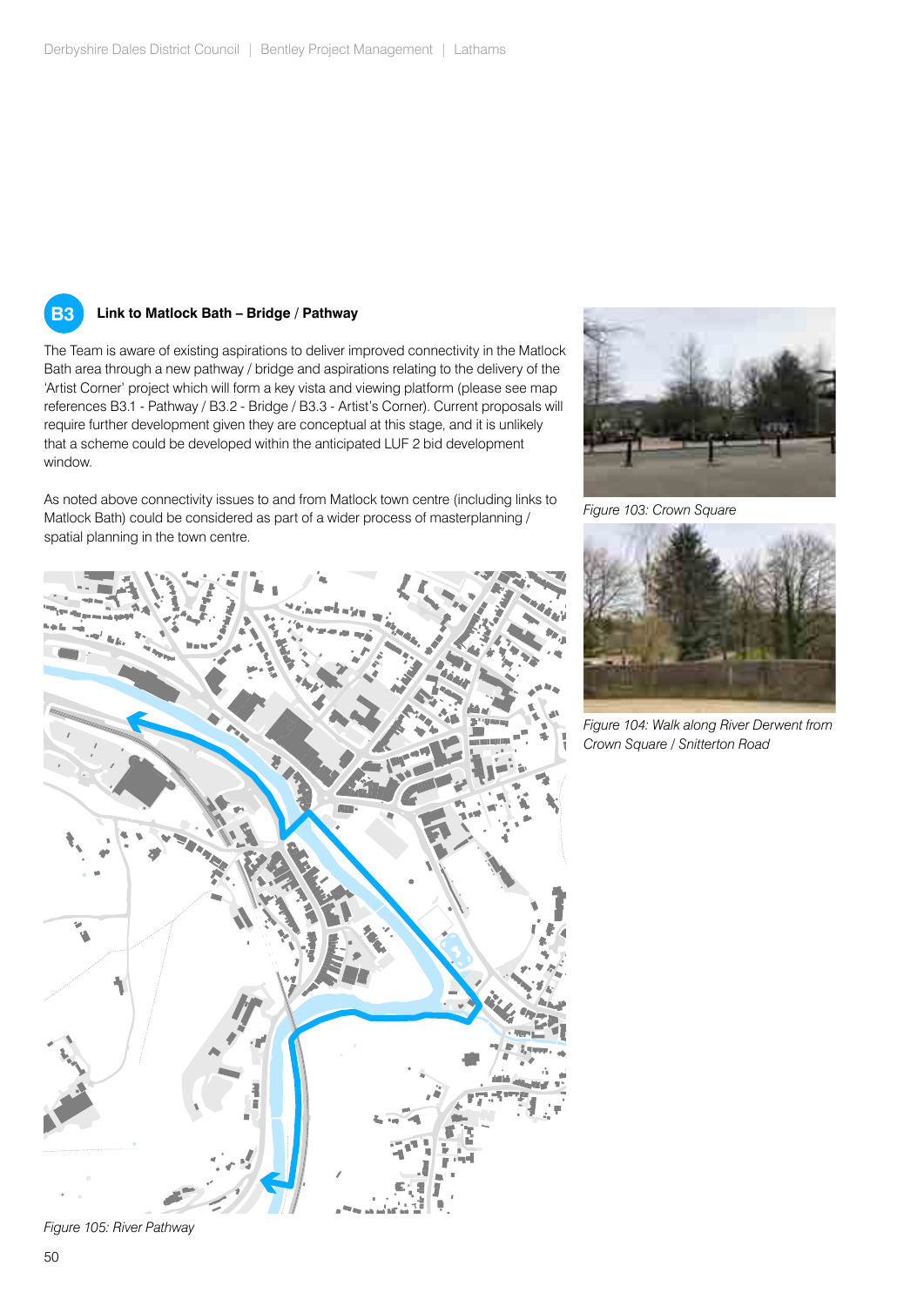## B3 Link to Matlock Bath – Bridge / Pathway

The Team is aware of existing aspirations to deliver improved connectivity in the Matlock Bath area through a new pathway / bridge and aspirations relating to the delivery of the 'Artist Corner' project which will form a key vista and viewing platform (please see map references B3.1 - Pathway / B3.2 - Bridge / B3.3 - Artist's Corner). Current proposals will require further development given they are conceptual at this stage, and it is unlikely that a scheme could be developed within the anticipated LUF 2 bid development window.

As noted above connectivity issues to and from Matlock town centre (including links to Matlock Bath) could be considered as part of a wider process of masterplanning / spatial planning in the town centre.

*Figure 105: River Pathway*

*Figure 103: Crown Square*

*Figure 104: Walk along River Derwent from Crown Square / Snitterton Road*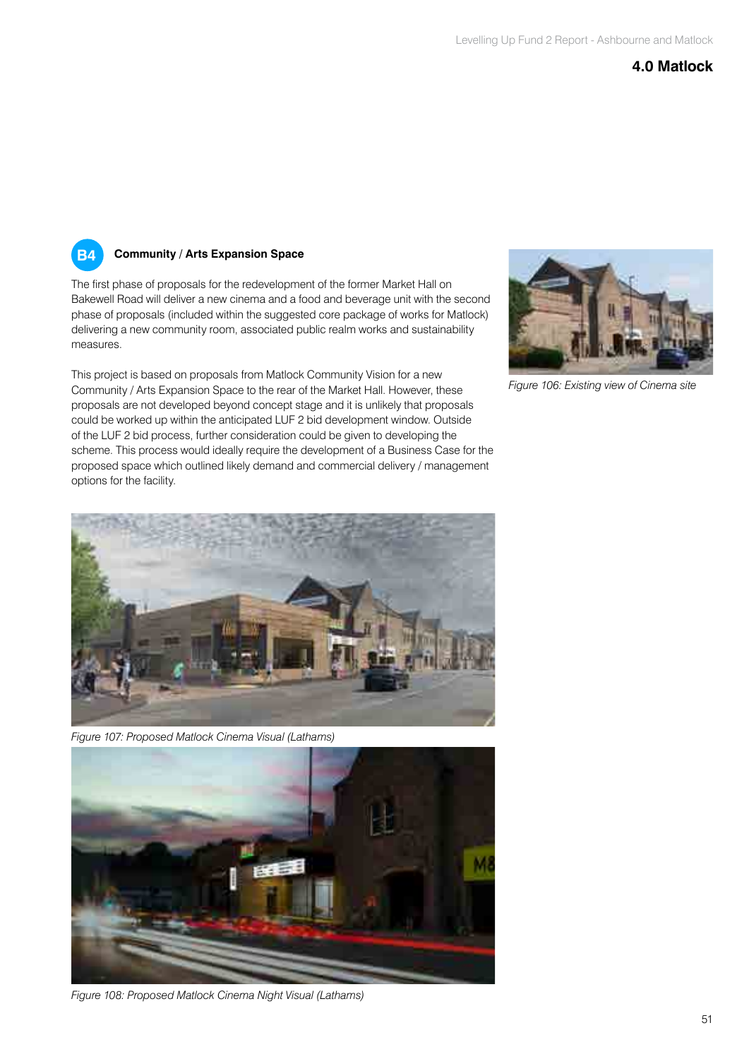## B4 Community / Arts Expansion Space

The first phase of proposals for the redevelopment of the former Market Hall on Bakewell Road will deliver a new cinema and a food and beverage unit with the second phase of proposals (included within the suggested core package of works for Matlock) delivering a new community room, associated public realm works and sustainability measures.

This project is based on proposals from Matlock Community Vision for a new Community / Arts Expansion Space to the rear of the Market Hall. However, these proposals are not developed beyond concept stage and it is unlikely that proposals could be worked up within the anticipated LUF 2 bid development window. Outside of the LUF 2 bid process, further consideration could be given to developing the scheme. This process would ideally require the development of a Business Case for the proposed space which outlined likely demand and commercial delivery / management options for the facility.

*Figure 106: Existing view of Cinema site*

*Figure 107: Proposed Matlock Cinema Visual (Lathams)*

*Figure 108: Proposed Matlock Cinema Night Visual (Lathams)*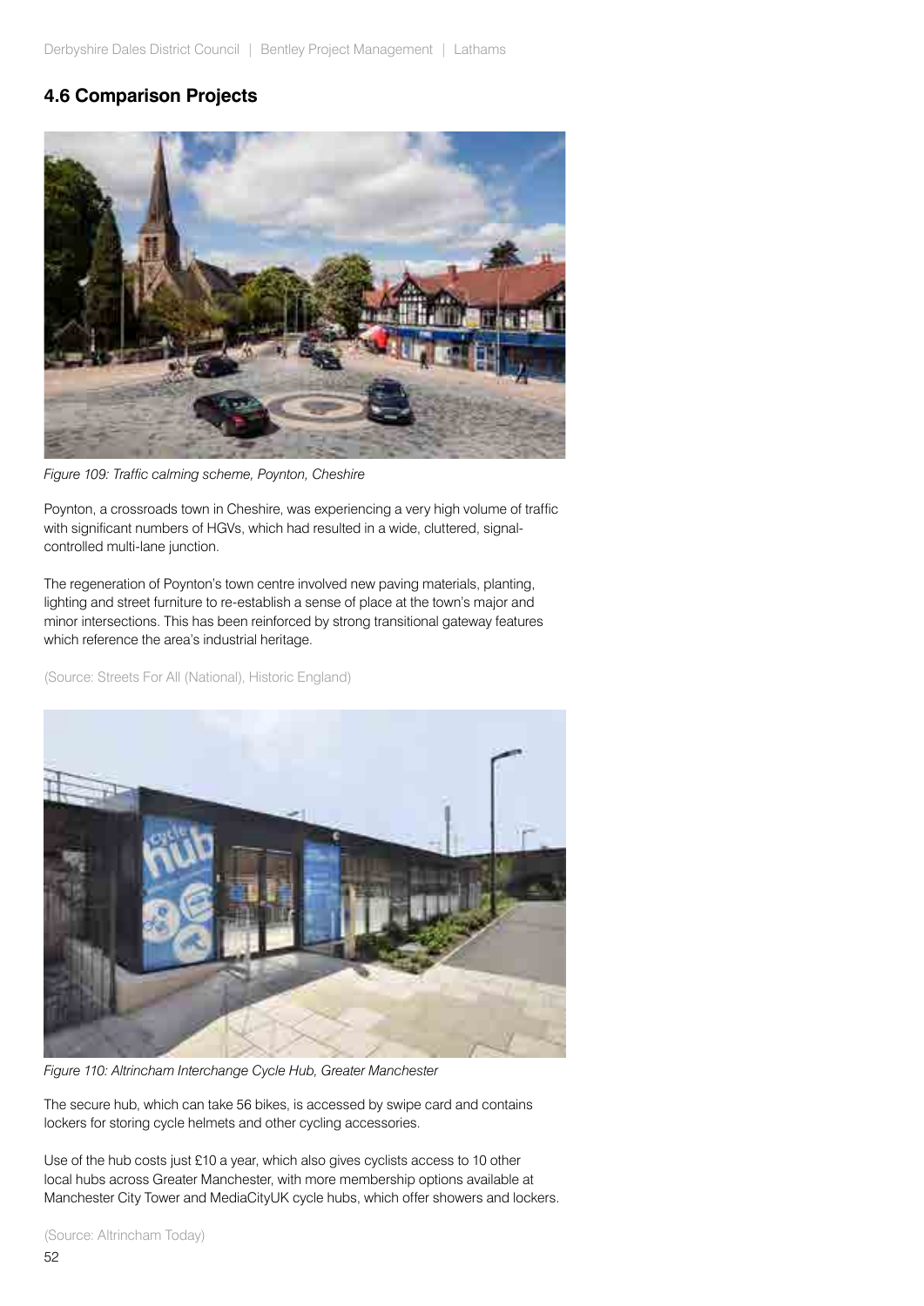## 4.6 Comparison Projects

*Figure 109: Traffic calming scheme, Poynton, Cheshire*

Poynton, a crossroads town in Cheshire, was experiencing a very high volume of traffic with significant numbers of HGVs, which had resulted in a wide, cluttered, signal-controlled multi-lane junction.

The regeneration of Poynton's town centre involved new paving materials, planting, lighting and street furniture to re-establish a sense of place at the town's major and minor intersections. This has been reinforced by strong transitional gateway features which reference the area's industrial heritage.

(Source: Streets For All (National), Historic England)

*Figure 110: Altrincham Interchange Cycle Hub, Greater Manchester*

The secure hub, which can take 56 bikes, is accessed by swipe card and contains lockers for storing cycle helmets and other cycling accessories.

Use of the hub costs just £10 a year, which also gives cyclists access to 10 other local hubs across Greater Manchester, with more membership options available at Manchester City Tower and MediaCityUK cycle hubs, which offer showers and lockers.

(Source: Altrincham Today)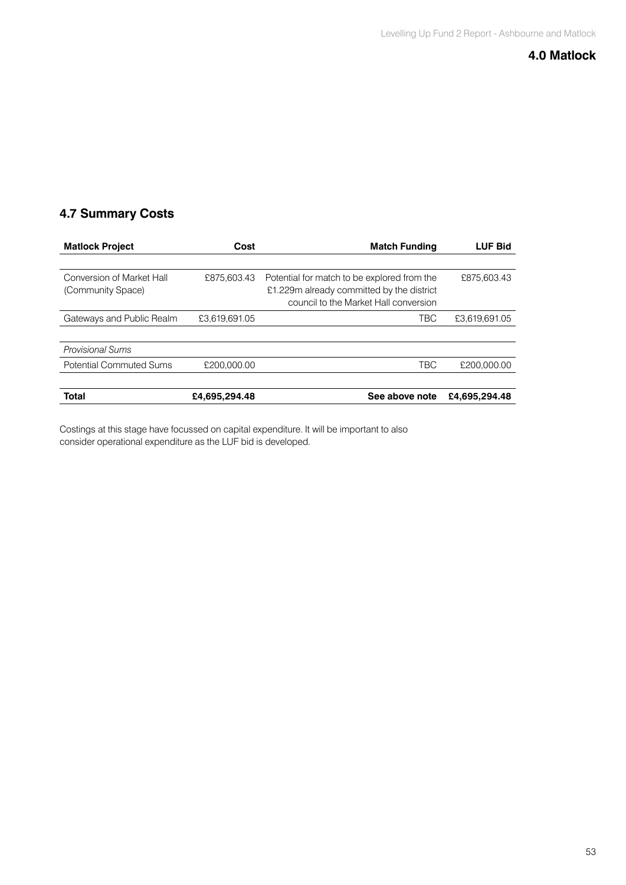## 4.7 Summary Costs

| Matlock Project | Cost | Match Funding | LUF Bid |
|---|---|---|---|
| Conversion of Market Hall (Community Space) | £875,603.43 | Potential for match to be explored from the £1.229m already committed by the district council to the Market Hall conversion | £875,603.43 |
| Gateways and Public Realm | £3,619,691.05 | TBC | £3,619,691.05 |
| *Provisional Sums* | | | |
| Potential Commuted Sums | £200,000.00 | TBC | £200,000.00 |
| **Total** | **£4,695,294.48** | **See above note** | **£4,695,294.48** |

Costings at this stage have focussed on capital expenditure. It will be important to also consider operational expenditure as the LUF bid is developed.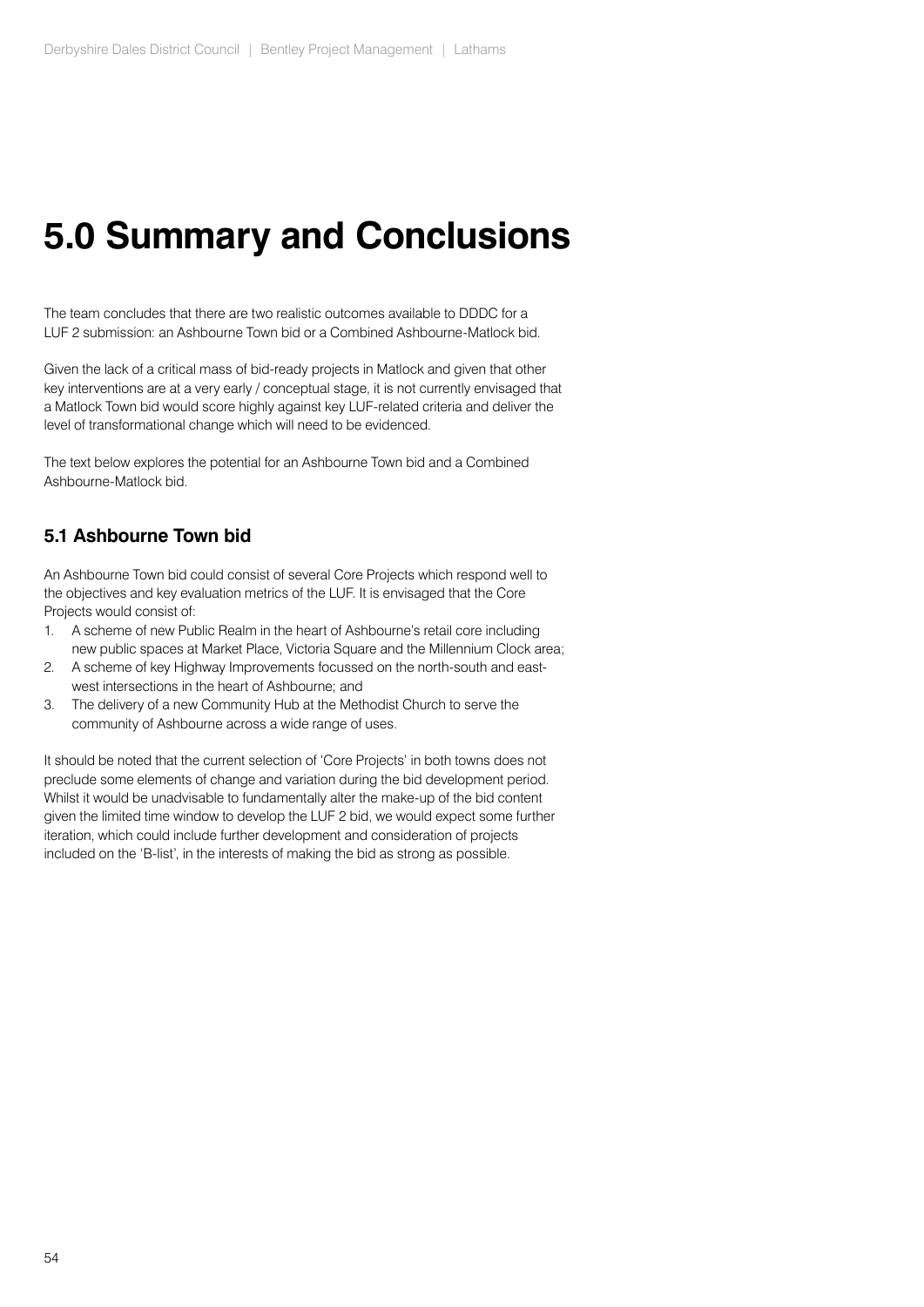# 5.0 Summary and Conclusions

The team concludes that there are two realistic outcomes available to DDDC for a LUF 2 submission: an Ashbourne Town bid or a Combined Ashbourne-Matlock bid.

Given the lack of a critical mass of bid-ready projects in Matlock and given that other key interventions are at a very early / conceptual stage, it is not currently envisaged that a Matlock Town bid would score highly against key LUF-related criteria and deliver the level of transformational change which will need to be evidenced.

The text below explores the potential for an Ashbourne Town bid and a Combined Ashbourne-Matlock bid.

## 5.1 Ashbourne Town bid

An Ashbourne Town bid could consist of several Core Projects which respond well to the objectives and key evaluation metrics of the LUF. It is envisaged that the Core Projects would consist of:

1. A scheme of new Public Realm in the heart of Ashbourne's retail core including new public spaces at Market Place, Victoria Square and the Millennium Clock area;
2. A scheme of key Highway Improvements focussed on the north-south and east-west intersections in the heart of Ashbourne; and
3. The delivery of a new Community Hub at the Methodist Church to serve the community of Ashbourne across a wide range of uses.

It should be noted that the current selection of 'Core Projects' in both towns does not preclude some elements of change and variation during the bid development period. Whilst it would be unadvisable to fundamentally alter the make-up of the bid content given the limited time window to develop the LUF 2 bid, we would expect some further iteration, which could include further development and consideration of projects included on the 'B-list', in the interests of making the bid as strong as possible.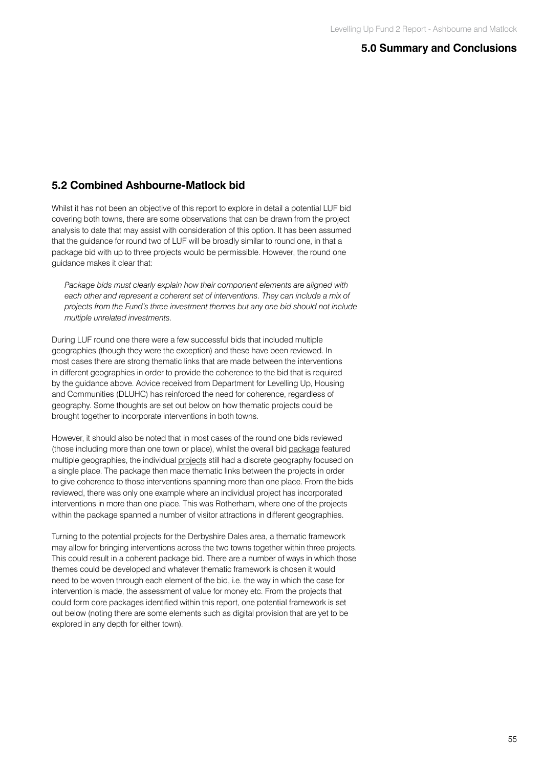## 5.2 Combined Ashbourne-Matlock bid

Whilst it has not been an objective of this report to explore in detail a potential LUF bid covering both towns, there are some observations that can be drawn from the project analysis to date that may assist with consideration of this option. It has been assumed that the guidance for round two of LUF will be broadly similar to round one, in that a package bid with up to three projects would be permissible. However, the round one guidance makes it clear that:

> *Package bids must clearly explain how their component elements are aligned with each other and represent a coherent set of interventions. They can include a mix of projects from the Fund's three investment themes but any one bid should not include multiple unrelated investments.*

During LUF round one there were a few successful bids that included multiple geographies (though they were the exception) and these have been reviewed. In most cases there are strong thematic links that are made between the interventions in different geographies in order to provide the coherence to the bid that is required by the guidance above. Advice received from Department for Levelling Up, Housing and Communities (DLUHC) has reinforced the need for coherence, regardless of geography. Some thoughts are set out below on how thematic projects could be brought together to incorporate interventions in both towns.

However, it should also be noted that in most cases of the round one bids reviewed (those including more than one town or place), whilst the overall bid package featured multiple geographies, the individual projects still had a discrete geography focused on a single place. The package then made thematic links between the projects in order to give coherence to those interventions spanning more than one place. From the bids reviewed, there was only one example where an individual project has incorporated interventions in more than one place. This was Rotherham, where one of the projects within the package spanned a number of visitor attractions in different geographies.

Turning to the potential projects for the Derbyshire Dales area, a thematic framework may allow for bringing interventions across the two towns together within three projects. This could result in a coherent package bid. There are a number of ways in which those themes could be developed and whatever thematic framework is chosen it would need to be woven through each element of the bid, i.e. the way in which the case for intervention is made, the assessment of value for money etc. From the projects that could form core packages identified within this report, one potential framework is set out below (noting there are some elements such as digital provision that are yet to be explored in any depth for either town).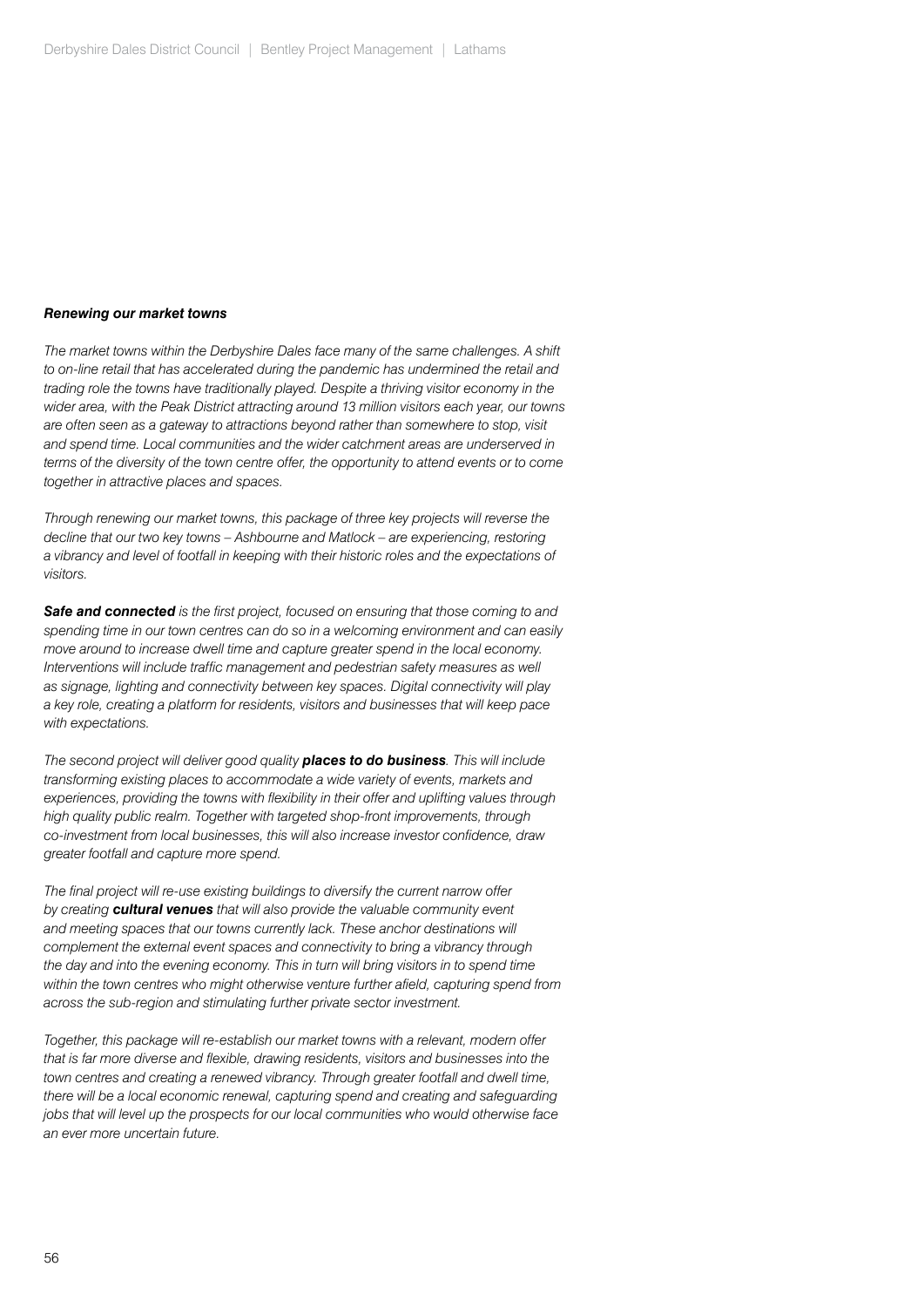***Renewing our market towns***

*The market towns within the Derbyshire Dales face many of the same challenges. A shift to on-line retail that has accelerated during the pandemic has undermined the retail and trading role the towns have traditionally played. Despite a thriving visitor economy in the wider area, with the Peak District attracting around 13 million visitors each year, our towns are often seen as a gateway to attractions beyond rather than somewhere to stop, visit and spend time. Local communities and the wider catchment areas are underserved in terms of the diversity of the town centre offer, the opportunity to attend events or to come together in attractive places and spaces.*

*Through renewing our market towns, this package of three key projects will reverse the decline that our two key towns – Ashbourne and Matlock – are experiencing, restoring a vibrancy and level of footfall in keeping with their historic roles and the expectations of visitors.*

***Safe and connected*** *is the first project, focused on ensuring that those coming to and spending time in our town centres can do so in a welcoming environment and can easily move around to increase dwell time and capture greater spend in the local economy. Interventions will include traffic management and pedestrian safety measures as well as signage, lighting and connectivity between key spaces. Digital connectivity will play a key role, creating a platform for residents, visitors and businesses that will keep pace with expectations.*

*The second project will deliver good quality* ***places to do business****. This will include transforming existing places to accommodate a wide variety of events, markets and experiences, providing the towns with flexibility in their offer and uplifting values through high quality public realm. Together with targeted shop-front improvements, through co-investment from local businesses, this will also increase investor confidence, draw greater footfall and capture more spend.*

*The final project will re-use existing buildings to diversify the current narrow offer by creating* ***cultural venues*** *that will also provide the valuable community event and meeting spaces that our towns currently lack. These anchor destinations will complement the external event spaces and connectivity to bring a vibrancy through the day and into the evening economy. This in turn will bring visitors in to spend time within the town centres who might otherwise venture further afield, capturing spend from across the sub-region and stimulating further private sector investment.*

*Together, this package will re-establish our market towns with a relevant, modern offer that is far more diverse and flexible, drawing residents, visitors and businesses into the town centres and creating a renewed vibrancy. Through greater footfall and dwell time, there will be a local economic renewal, capturing spend and creating and safeguarding jobs that will level up the prospects for our local communities who would otherwise face an ever more uncertain future.*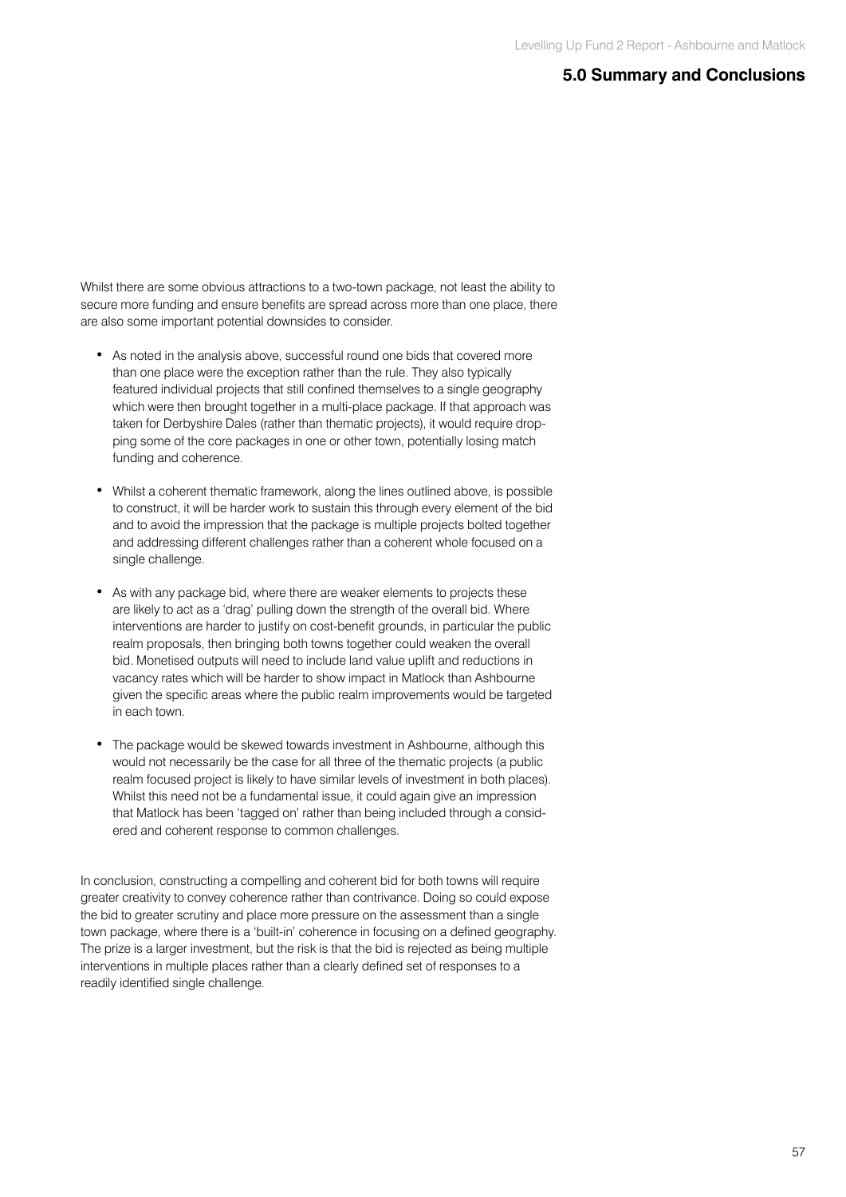## 5.0 Summary and Conclusions

Whilst there are some obvious attractions to a two-town package, not least the ability to secure more funding and ensure benefits are spread across more than one place, there are also some important potential downsides to consider.

- As noted in the analysis above, successful round one bids that covered more than one place were the exception rather than the rule. They also typically featured individual projects that still confined themselves to a single geography which were then brought together in a multi-place package. If that approach was taken for Derbyshire Dales (rather than thematic projects), it would require dropping some of the core packages in one or other town, potentially losing match funding and coherence.

- Whilst a coherent thematic framework, along the lines outlined above, is possible to construct, it will be harder work to sustain this through every element of the bid and to avoid the impression that the package is multiple projects bolted together and addressing different challenges rather than a coherent whole focused on a single challenge.

- As with any package bid, where there are weaker elements to projects these are likely to act as a 'drag' pulling down the strength of the overall bid. Where interventions are harder to justify on cost-benefit grounds, in particular the public realm proposals, then bringing both towns together could weaken the overall bid. Monetised outputs will need to include land value uplift and reductions in vacancy rates which will be harder to show impact in Matlock than Ashbourne given the specific areas where the public realm improvements would be targeted in each town.

- The package would be skewed towards investment in Ashbourne, although this would not necessarily be the case for all three of the thematic projects (a public realm focused project is likely to have similar levels of investment in both places). Whilst this need not be a fundamental issue, it could again give an impression that Matlock has been 'tagged on' rather than being included through a considered and coherent response to common challenges.

In conclusion, constructing a compelling and coherent bid for both towns will require greater creativity to convey coherence rather than contrivance. Doing so could expose the bid to greater scrutiny and place more pressure on the assessment than a single town package, where there is a 'built-in' coherence in focusing on a defined geography. The prize is a larger investment, but the risk is that the bid is rejected as being multiple interventions in multiple places rather than a clearly defined set of responses to a readily identified single challenge.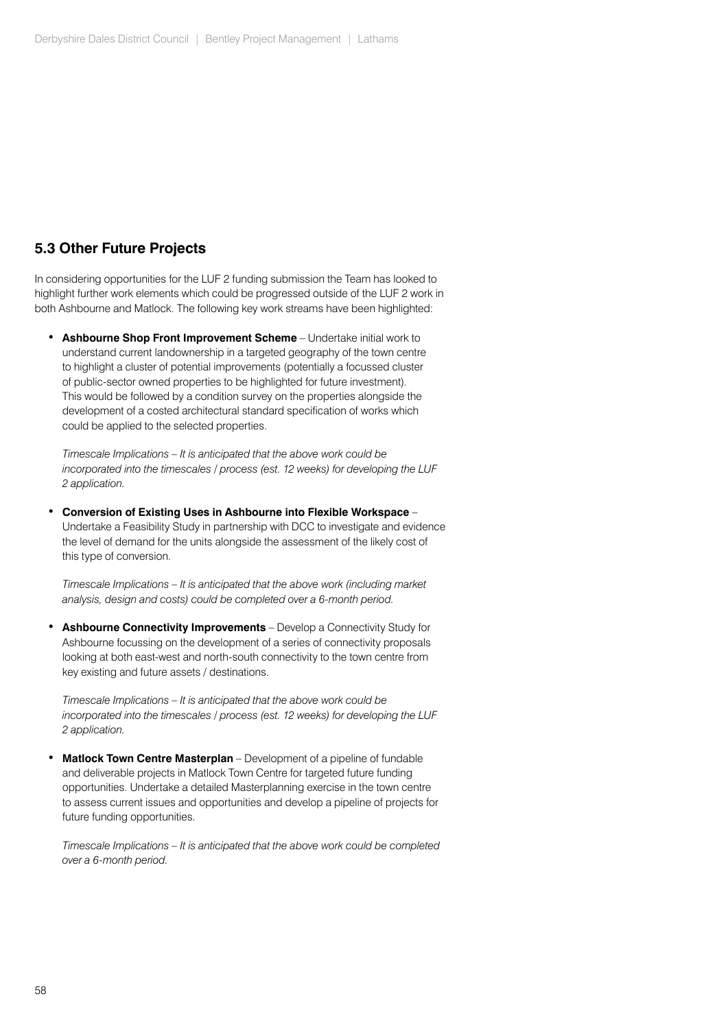## 5.3 Other Future Projects

In considering opportunities for the LUF 2 funding submission the Team has looked to highlight further work elements which could be progressed outside of the LUF 2 work in both Ashbourne and Matlock. The following key work streams have been highlighted:

- **Ashbourne Shop Front Improvement Scheme** – Undertake initial work to understand current landownership in a targeted geography of the town centre to highlight a cluster of potential improvements (potentially a focussed cluster of public-sector owned properties to be highlighted for future investment). This would be followed by a condition survey on the properties alongside the development of a costed architectural standard specification of works which could be applied to the selected properties.

  *Timescale Implications – It is anticipated that the above work could be incorporated into the timescales / process (est. 12 weeks) for developing the LUF 2 application.*

- **Conversion of Existing Uses in Ashbourne into Flexible Workspace** – Undertake a Feasibility Study in partnership with DCC to investigate and evidence the level of demand for the units alongside the assessment of the likely cost of this type of conversion.

  *Timescale Implications – It is anticipated that the above work (including market analysis, design and costs) could be completed over a 6-month period.*

- **Ashbourne Connectivity Improvements** – Develop a Connectivity Study for Ashbourne focussing on the development of a series of connectivity proposals looking at both east-west and north-south connectivity to the town centre from key existing and future assets / destinations.

  *Timescale Implications – It is anticipated that the above work could be incorporated into the timescales / process (est. 12 weeks) for developing the LUF 2 application.*

- **Matlock Town Centre Masterplan** – Development of a pipeline of fundable and deliverable projects in Matlock Town Centre for targeted future funding opportunities. Undertake a detailed Masterplanning exercise in the town centre to assess current issues and opportunities and develop a pipeline of projects for future funding opportunities.

  *Timescale Implications – It is anticipated that the above work could be completed over a 6-month period.*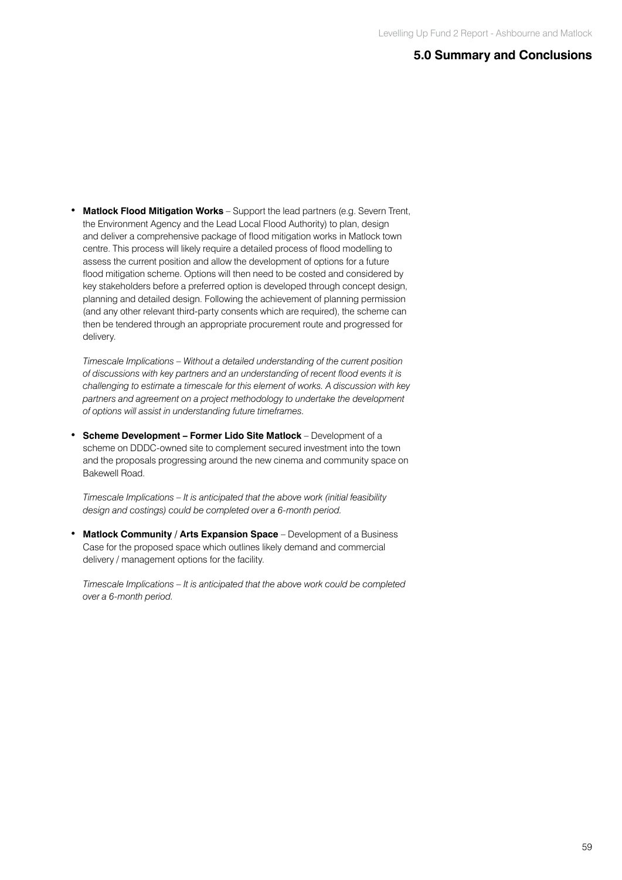## 5.0 Summary and Conclusions

- **Matlock Flood Mitigation Works** – Support the lead partners (e.g. Severn Trent, the Environment Agency and the Lead Local Flood Authority) to plan, design and deliver a comprehensive package of flood mitigation works in Matlock town centre. This process will likely require a detailed process of flood modelling to assess the current position and allow the development of options for a future flood mitigation scheme. Options will then need to be costed and considered by key stakeholders before a preferred option is developed through concept design, planning and detailed design. Following the achievement of planning permission (and any other relevant third-party consents which are required), the scheme can then be tendered through an appropriate procurement route and progressed for delivery.

  *Timescale Implications – Without a detailed understanding of the current position of discussions with key partners and an understanding of recent flood events it is challenging to estimate a timescale for this element of works. A discussion with key partners and agreement on a project methodology to undertake the development of options will assist in understanding future timeframes.*

- **Scheme Development – Former Lido Site Matlock** – Development of a scheme on DDDC-owned site to complement secured investment into the town and the proposals progressing around the new cinema and community space on Bakewell Road.

  *Timescale Implications – It is anticipated that the above work (initial feasibility design and costings) could be completed over a 6-month period.*

- **Matlock Community / Arts Expansion Space** – Development of a Business Case for the proposed space which outlines likely demand and commercial delivery / management options for the facility.

  *Timescale Implications – It is anticipated that the above work could be completed over a 6-month period.*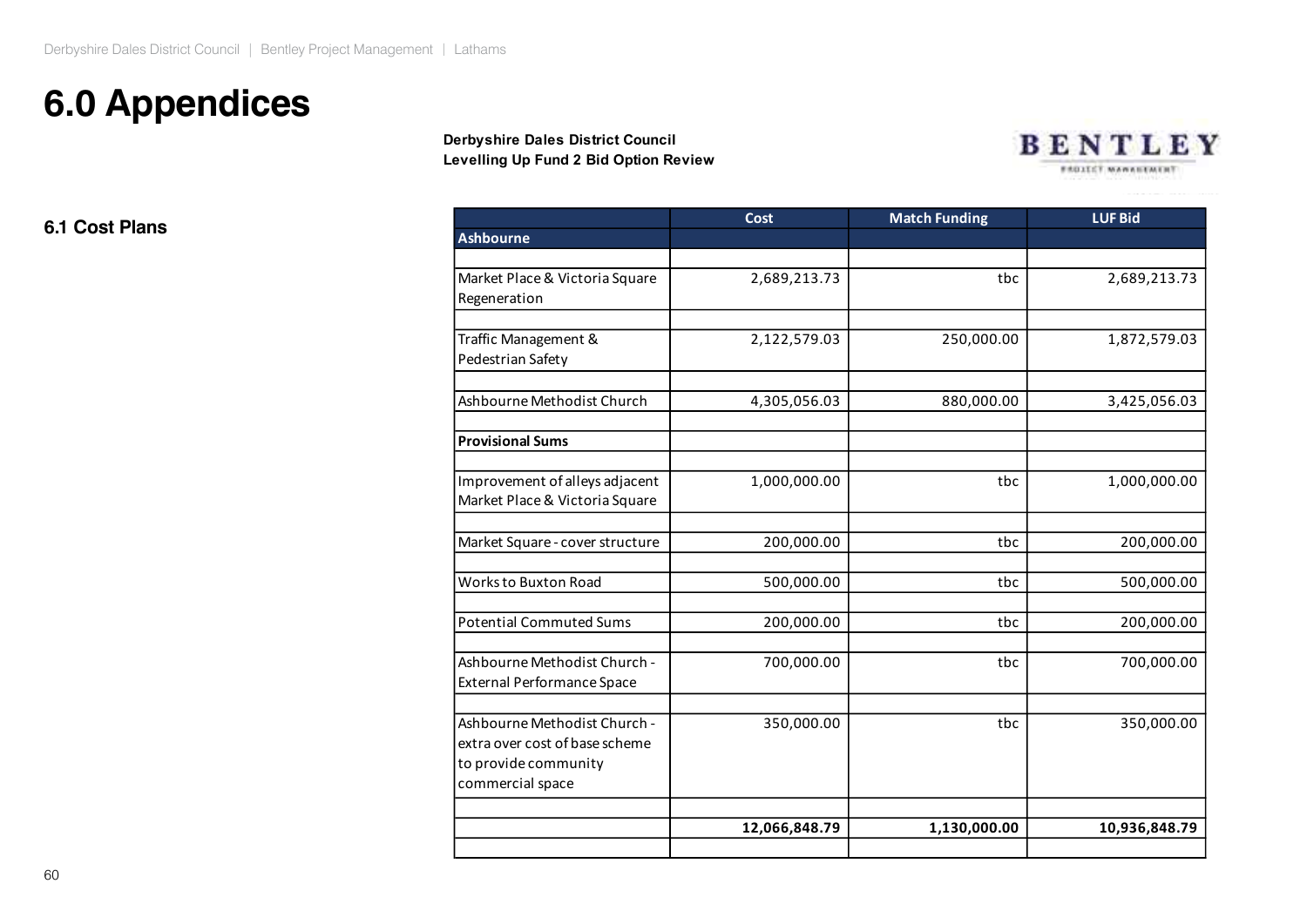# 6.0 Appendices

**Derbyshire Dales District Council**
**Levelling Up Fund 2 Bid Option Review**

BENTLEY PROJECT MANAGEMENT

## 6.1 Cost Plans

| | Cost | Match Funding | LUF Bid |
|---|---|---|---|
| **Ashbourne** | | | |
| Market Place & Victoria Square Regeneration | 2,689,213.73 | tbc | 2,689,213.73 |
| Traffic Management & Pedestrian Safety | 2,122,579.03 | 250,000.00 | 1,872,579.03 |
| Ashbourne Methodist Church | 4,305,056.03 | 880,000.00 | 3,425,056.03 |
| **Provisional Sums** | | | |
| Improvement of alleys adjacent Market Place & Victoria Square | 1,000,000.00 | tbc | 1,000,000.00 |
| Market Square - cover structure | 200,000.00 | tbc | 200,000.00 |
| Works to Buxton Road | 500,000.00 | tbc | 500,000.00 |
| Potential Commuted Sums | 200,000.00 | tbc | 200,000.00 |
| Ashbourne Methodist Church - External Performance Space | 700,000.00 | tbc | 700,000.00 |
| Ashbourne Methodist Church - extra over cost of base scheme to provide community commercial space | 350,000.00 | tbc | 350,000.00 |
| | **12,066,848.79** | **1,130,000.00** | **10,936,848.79** |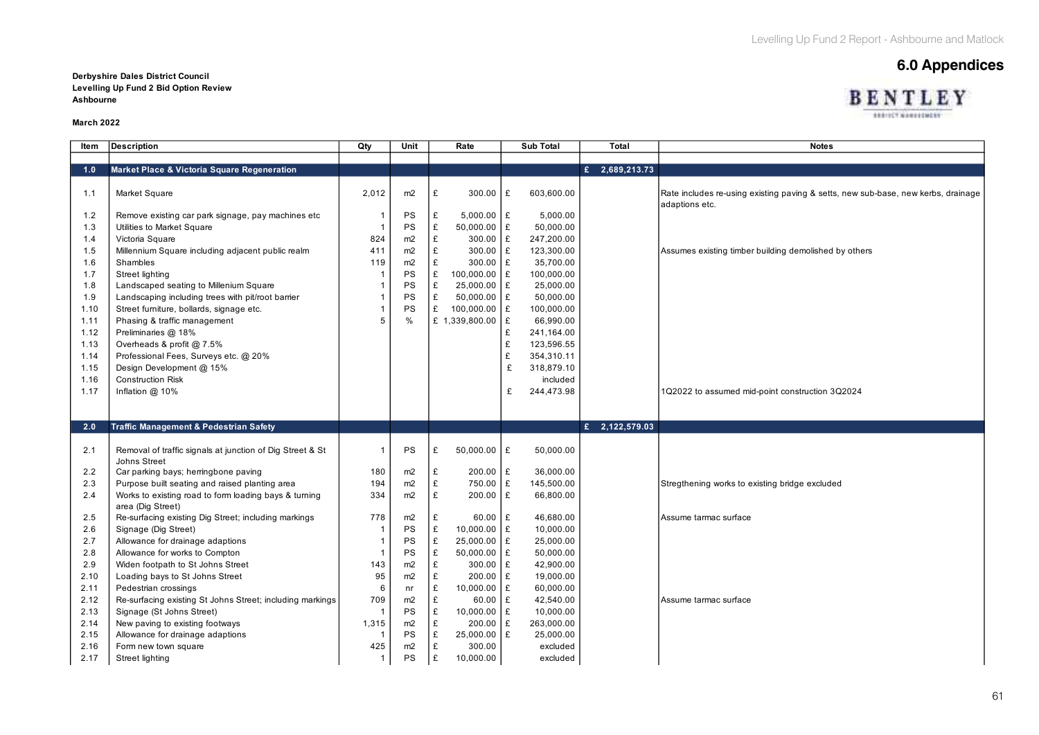## 6.0 Appendices

**Derbyshire Dales District Council**
**Levelling Up Fund 2 Bid Option Review**
**Ashbourne**

**March 2022**

| Item | Description | Qty | Unit | Rate | Sub Total | Total | Notes |
|---|---|---|---|---|---|---|---|
| **1.0** | **Market Place & Victoria Square Regeneration** | | | | | **£ 2,689,213.73** | |
| 1.1 | Market Square | 2,012 | m2 | £ 300.00 | £ 603,600.00 | | Rate includes re-using existing paving & setts, new sub-base, new kerbs, drainage adaptions etc. |
| 1.2 | Remove existing car park signage, pay machines etc | 1 | PS | £ 5,000.00 | £ 5,000.00 | | |
| 1.3 | Utilities to Market Square | 1 | PS | £ 50,000.00 | £ 50,000.00 | | |
| 1.4 | Victoria Square | 824 | m2 | £ 300.00 | £ 247,200.00 | | |
| 1.5 | Millennium Square including adjacent public realm | 411 | m2 | £ 300.00 | £ 123,300.00 | | Assumes existing timber building demolished by others |
| 1.6 | Shambles | 119 | m2 | £ 300.00 | £ 35,700.00 | | |
| 1.7 | Street lighting | 1 | PS | £ 100,000.00 | £ 100,000.00 | | |
| 1.8 | Landscaped seating to Millenium Square | 1 | PS | £ 25,000.00 | £ 25,000.00 | | |
| 1.9 | Landscaping including trees with pit/root barrier | 1 | PS | £ 50,000.00 | £ 50,000.00 | | |
| 1.10 | Street furniture, bollards, signage etc. | 1 | PS | £ 100,000.00 | £ 100,000.00 | | |
| 1.11 | Phasing & traffic management | 5 | % | £ 1,339,800.00 | £ 66,990.00 | | |
| 1.12 | Preliminaries @ 18% | | | | £ 241,164.00 | | |
| 1.13 | Overheads & profit @ 7.5% | | | | £ 123,596.55 | | |
| 1.14 | Professional Fees, Surveys etc. @ 20% | | | | £ 354,310.11 | | |
| 1.15 | Design Development @ 15% | | | | £ 318,879.10 | | |
| 1.16 | Construction Risk | | | | included | | |
| 1.17 | Inflation @ 10% | | | | £ 244,473.98 | | 1Q2022 to assumed mid-point construction 3Q2024 |
| **2.0** | **Traffic Management & Pedestrian Safety** | | | | | **£ 2,122,579.03** | |
| 2.1 | Removal of traffic signals at junction of Dig Street & St Johns Street | 1 | PS | £ 50,000.00 | £ 50,000.00 | | |
| 2.2 | Car parking bays; herringbone paving | 180 | m2 | £ 200.00 | £ 36,000.00 | | |
| 2.3 | Purpose built seating and raised planting area | 194 | m2 | £ 750.00 | £ 145,500.00 | | Stregthening works to existing bridge excluded |
| 2.4 | Works to existing road to form loading bays & turning area (Dig Street) | 334 | m2 | £ 200.00 | £ 66,800.00 | | |
| 2.5 | Re-surfacing existing Dig Street; including markings | 778 | m2 | £ 60.00 | £ 46,680.00 | | Assume tarmac surface |
| 2.6 | Signage (Dig Street) | 1 | PS | £ 10,000.00 | £ 10,000.00 | | |
| 2.7 | Allowance for drainage adaptions | 1 | PS | £ 25,000.00 | £ 25,000.00 | | |
| 2.8 | Allowance for works to Compton | 1 | PS | £ 50,000.00 | £ 50,000.00 | | |
| 2.9 | Widen footpath to St Johns Street | 143 | m2 | £ 300.00 | £ 42,900.00 | | |
| 2.10 | Loading bays to St Johns Street | 95 | m2 | £ 200.00 | £ 19,000.00 | | |
| 2.11 | Pedestrian crossings | 6 | nr | £ 10,000.00 | £ 60,000.00 | | |
| 2.12 | Re-surfacing existing St Johns Street; including markings | 709 | m2 | £ 60.00 | £ 42,540.00 | | Assume tarmac surface |
| 2.13 | Signage (St Johns Street) | 1 | PS | £ 10,000.00 | £ 10,000.00 | | |
| 2.14 | New paving to existing footways | 1,315 | m2 | £ 200.00 | £ 263,000.00 | | |
| 2.15 | Allowance for drainage adaptions | 1 | PS | £ 25,000.00 | £ 25,000.00 | | |
| 2.16 | Form new town square | 425 | m2 | £ 300.00 | excluded | | |
| 2.17 | Street lighting | 1 | PS | £ 10,000.00 | excluded | | |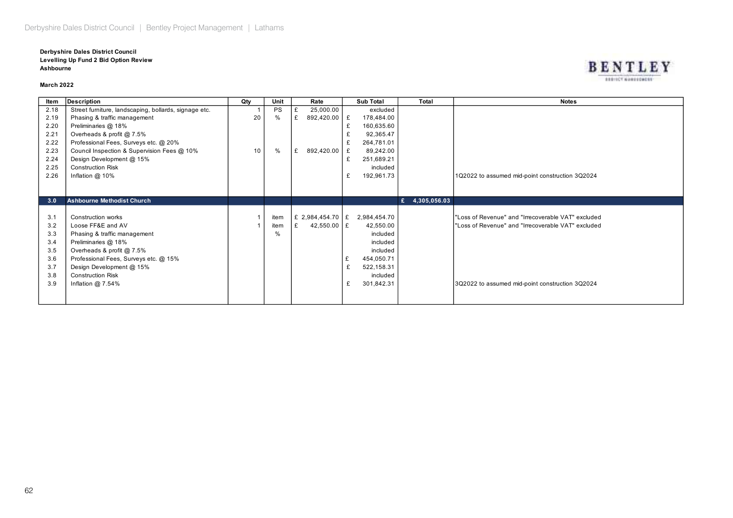**Derbyshire Dales District Council**
**Levelling Up Fund 2 Bid Option Review**
**Ashbourne**

**March 2022**

| Item | Description | Qty | Unit | Rate | Sub Total | Total | Notes |
|---|---|---|---|---|---|---|---|
| 2.18 | Street furniture, landscaping, bollards, signage etc. | 1 | PS | £ 25,000.00 | excluded | | |
| 2.19 | Phasing & traffic management | 20 | % | £ 892,420.00 | £ 178,484.00 | | |
| 2.20 | Preliminaries @ 18% | | | | £ 160,635.60 | | |
| 2.21 | Overheads & profit @ 7.5% | | | | £ 92,365.47 | | |
| 2.22 | Professional Fees, Surveys etc. @ 20% | | | | £ 264,781.01 | | |
| 2.23 | Council Inspection & Supervision Fees @ 10% | 10 | % | £ 892,420.00 | £ 89,242.00 | | |
| 2.24 | Design Development @ 15% | | | | £ 251,689.21 | | |
| 2.25 | Construction Risk | | | | included | | |
| 2.26 | Inflation @ 10% | | | | £ 192,961.73 | | 1Q2022 to assumed mid-point construction 3Q2024 |
| **3.0** | **Ashbourne Methodist Church** | | | | | **£ 4,305,056.03** | |
| 3.1 | Construction works | 1 | item | £ 2,984,454.70 | £ 2,984,454.70 | | "Loss of Revenue" and "Irrecoverable VAT" excluded |
| 3.2 | Loose FF&E and AV | 1 | item | £ 42,550.00 | £ 42,550.00 | | "Loss of Revenue" and "Irrecoverable VAT" excluded |
| 3.3 | Phasing & traffic management | | % | | included | | |
| 3.4 | Preliminaries @ 18% | | | | included | | |
| 3.5 | Overheads & profit @ 7.5% | | | | included | | |
| 3.6 | Professional Fees, Surveys etc. @ 15% | | | | £ 454,050.71 | | |
| 3.7 | Design Development @ 15% | | | | £ 522,158.31 | | |
| 3.8 | Construction Risk | | | | included | | |
| 3.9 | Inflation @ 7.54% | | | | £ 301,842.31 | | 3Q2022 to assumed mid-point construction 3Q2024 |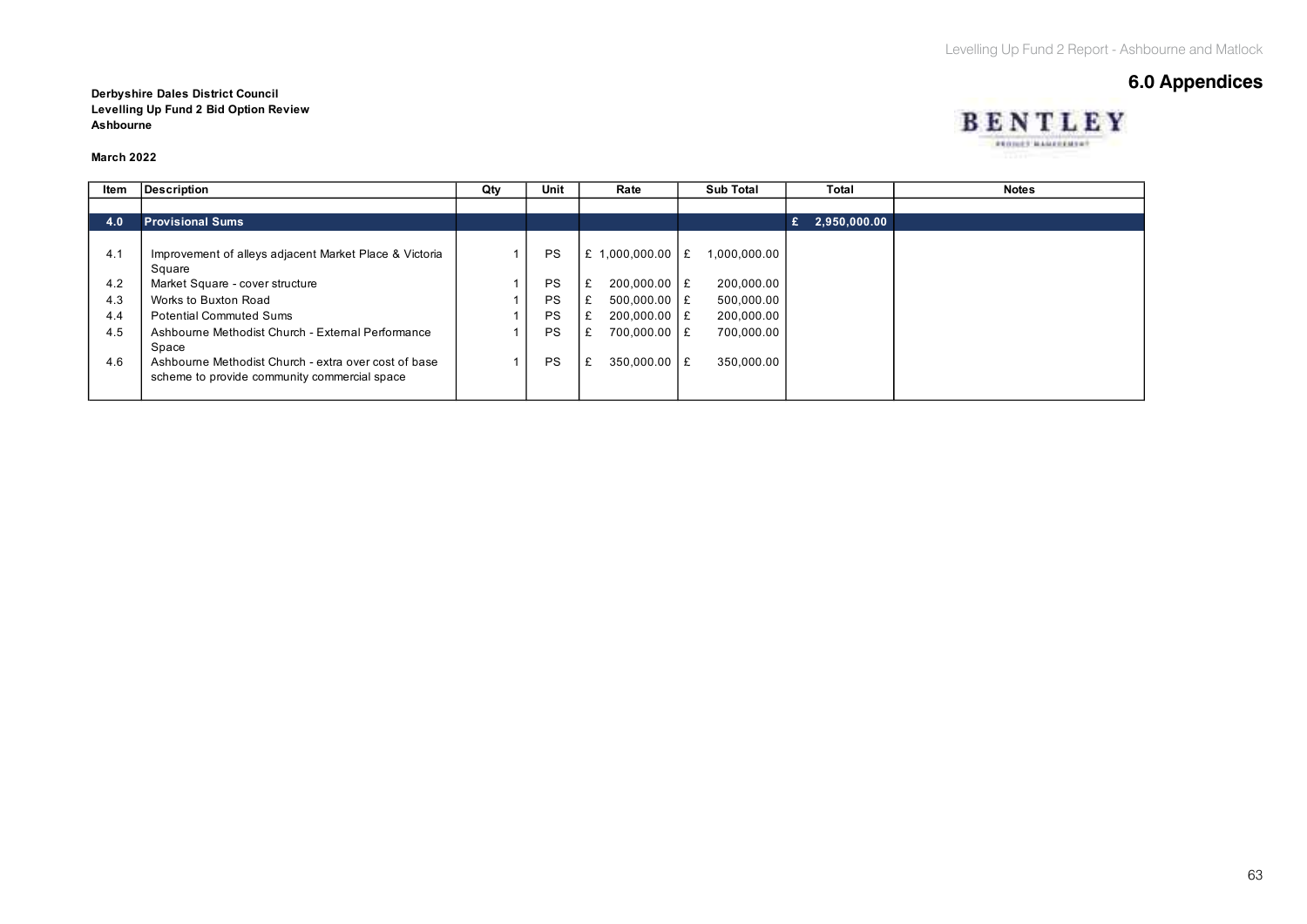# 6.0 Appendices

**Derbyshire Dales District Council**
**Levelling Up Fund 2 Bid Option Review**
**Ashbourne**

**March 2022**

| Item | Description | Qty | Unit | Rate | Sub Total | Total | Notes |
|---|---|---|---|---|---|---|---|
| | | | | | | | |
| **4.0** | **Provisional Sums** | | | | | **£ 2,950,000.00** | |
| 4.1 | Improvement of alleys adjacent Market Place & Victoria Square | 1 | PS | £ 1,000,000.00 | £ 1,000,000.00 | | |
| 4.2 | Market Square - cover structure | 1 | PS | £ 200,000.00 | £ 200,000.00 | | |
| 4.3 | Works to Buxton Road | 1 | PS | £ 500,000.00 | £ 500,000.00 | | |
| 4.4 | Potential Commuted Sums | 1 | PS | £ 200,000.00 | £ 200,000.00 | | |
| 4.5 | Ashbourne Methodist Church - External Performance Space | 1 | PS | £ 700,000.00 | £ 700,000.00 | | |
| 4.6 | Ashbourne Methodist Church - extra over cost of base scheme to provide community commercial space | 1 | PS | £ 350,000.00 | £ 350,000.00 | | |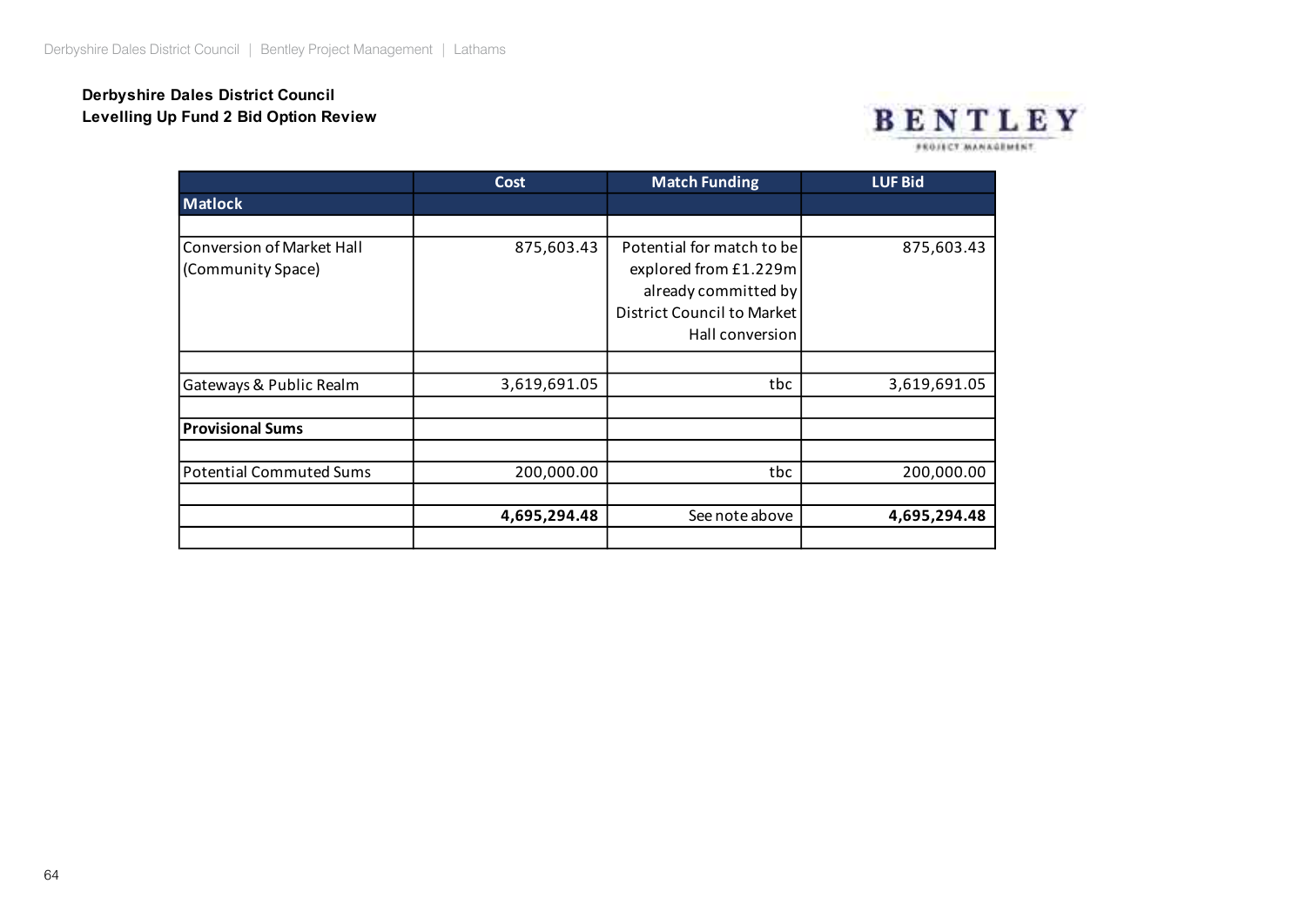**Derbyshire Dales District Council**
**Levelling Up Fund 2 Bid Option Review**

| | Cost | Match Funding | LUF Bid |
|---|---|---|---|
| **Matlock** | | | |
| | | | |
| Conversion of Market Hall (Community Space) | 875,603.43 | Potential for match to be explored from £1.229m already committed by District Council to Market Hall conversion | 875,603.43 |
| | | | |
| Gateways & Public Realm | 3,619,691.05 | tbc | 3,619,691.05 |
| | | | |
| **Provisional Sums** | | | |
| | | | |
| Potential Commuted Sums | 200,000.00 | tbc | 200,000.00 |
| | | | |
| | **4,695,294.48** | See note above | **4,695,294.48** |
| | | | |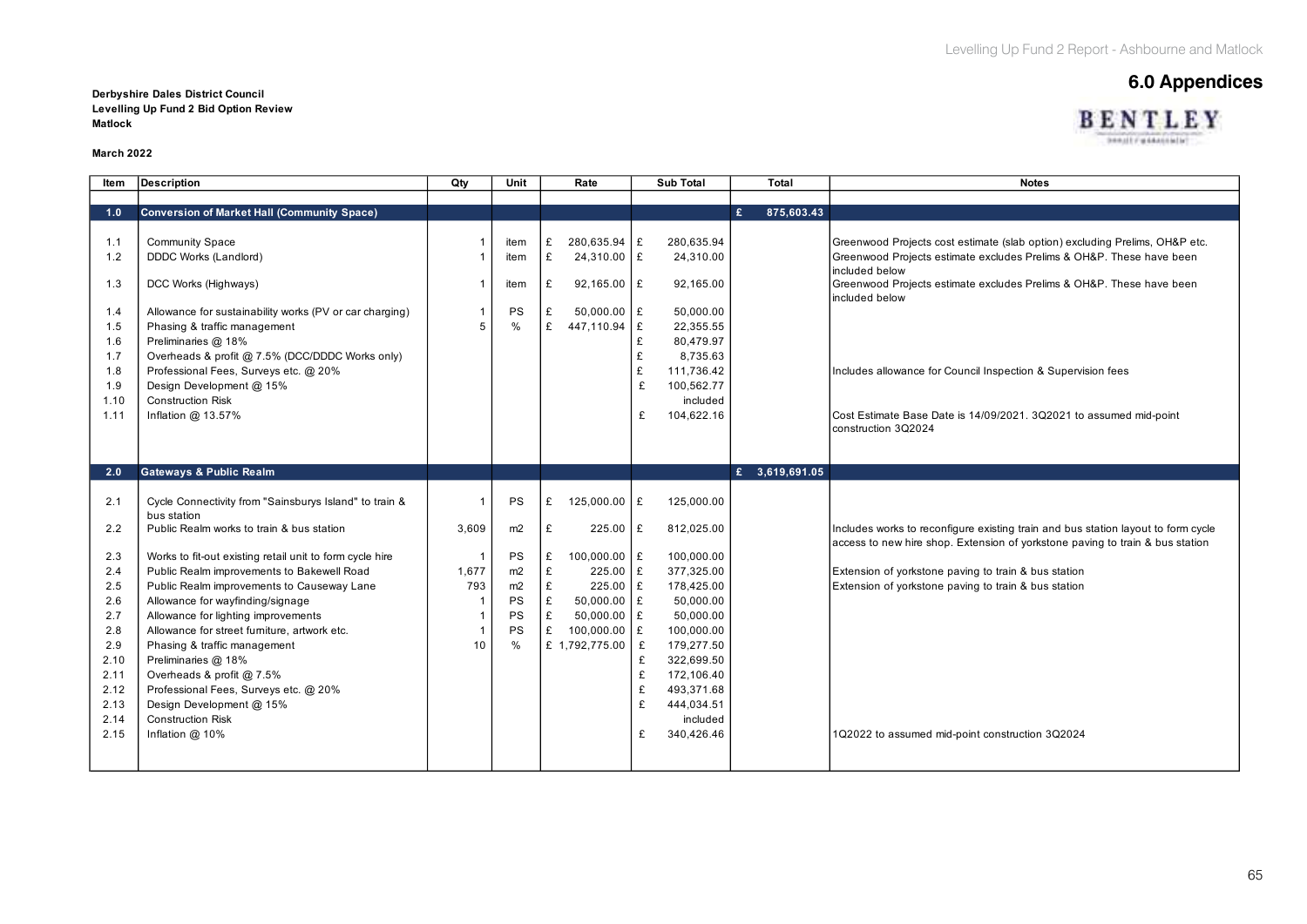## 6.0 Appendices

**Derbyshire Dales District Council**
**Levelling Up Fund 2 Bid Option Review**
**Matlock**

**March 2022**

| Item | Description | Qty | Unit | Rate | Sub Total | Total | Notes |
|---|---|---|---|---|---|---|---|
| **1.0** | **Conversion of Market Hall (Community Space)** | | | | | **£ 875,603.43** | |
| 1.1 | Community Space | 1 | item | £ 280,635.94 | £ 280,635.94 | | Greenwood Projects cost estimate (slab option) excluding Prelims, OH&P etc. |
| 1.2 | DDDC Works (Landlord) | 1 | item | £ 24,310.00 | £ 24,310.00 | | Greenwood Projects estimate excludes Prelims & OH&P. These have been included below |
| 1.3 | DCC Works (Highways) | 1 | item | £ 92,165.00 | £ 92,165.00 | | Greenwood Projects estimate excludes Prelims & OH&P. These have been included below |
| 1.4 | Allowance for sustainability works (PV or car charging) | 1 | PS | £ 50,000.00 | £ 50,000.00 | | |
| 1.5 | Phasing & traffic management | 5 | % | £ 447,110.94 | £ 22,355.55 | | |
| 1.6 | Preliminaries @ 18% | | | | £ 80,479.97 | | |
| 1.7 | Overheads & profit @ 7.5% (DCC/DDDC Works only) | | | | £ 8,735.63 | | |
| 1.8 | Professional Fees, Surveys etc. @ 20% | | | | £ 111,736.42 | | Includes allowance for Council Inspection & Supervision fees |
| 1.9 | Design Development @ 15% | | | | £ 100,562.77 | | |
| 1.10 | Construction Risk | | | | included | | |
| 1.11 | Inflation @ 13.57% | | | | £ 104,622.16 | | Cost Estimate Base Date is 14/09/2021. 3Q2021 to assumed mid-point construction 3Q2024 |
| **2.0** | **Gateways & Public Realm** | | | | | **£ 3,619,691.05** | |
| 2.1 | Cycle Connectivity from "Sainsburys Island" to train & bus station | 1 | PS | £ 125,000.00 | £ 125,000.00 | | |
| 2.2 | Public Realm works to train & bus station | 3,609 | m2 | £ 225.00 | £ 812,025.00 | | Includes works to reconfigure existing train and bus station layout to form cycle access to new hire shop. Extension of yorkstone paving to train & bus station |
| 2.3 | Works to fit-out existing retail unit to form cycle hire | 1 | PS | £ 100,000.00 | £ 100,000.00 | | |
| 2.4 | Public Realm improvements to Bakewell Road | 1,677 | m2 | £ 225.00 | £ 377,325.00 | | Extension of yorkstone paving to train & bus station |
| 2.5 | Public Realm improvements to Causeway Lane | 793 | m2 | £ 225.00 | £ 178,425.00 | | Extension of yorkstone paving to train & bus station |
| 2.6 | Allowance for wayfinding/signage | 1 | PS | £ 50,000.00 | £ 50,000.00 | | |
| 2.7 | Allowance for lighting improvements | 1 | PS | £ 50,000.00 | £ 50,000.00 | | |
| 2.8 | Allowance for street furniture, artwork etc. | 1 | PS | £ 100,000.00 | £ 100,000.00 | | |
| 2.9 | Phasing & traffic management | 10 | % | £ 1,792,775.00 | £ 179,277.50 | | |
| 2.10 | Preliminaries @ 18% | | | | £ 322,699.50 | | |
| 2.11 | Overheads & profit @ 7.5% | | | | £ 172,106.40 | | |
| 2.12 | Professional Fees, Surveys etc. @ 20% | | | | £ 493,371.68 | | |
| 2.13 | Design Development @ 15% | | | | £ 444,034.51 | | |
| 2.14 | Construction Risk | | | | included | | |
| 2.15 | Inflation @ 10% | | | | £ 340,426.46 | | 1Q2022 to assumed mid-point construction 3Q2024 |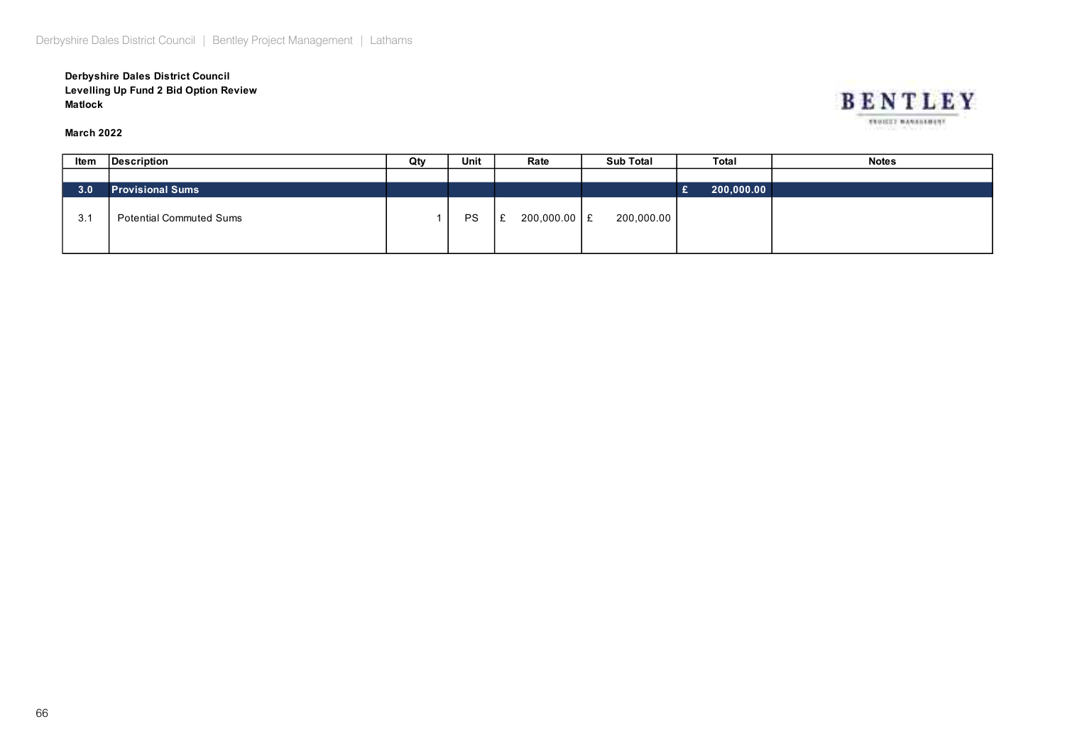**Derbyshire Dales District Council**
**Levelling Up Fund 2 Bid Option Review**
**Matlock**

BENTLEY
PROJECT MANAGEMENT

**March 2022**

| Item | Description | Qty | Unit | Rate | Sub Total | Total | Notes |
|---|---|---|---|---|---|---|---|
| | | | | | | | |
| **3.0** | **Provisional Sums** | | | | | **£ 200,000.00** | |
| 3.1 | Potential Commuted Sums | 1 | PS | £ 200,000.00 | £ 200,000.00 | | |